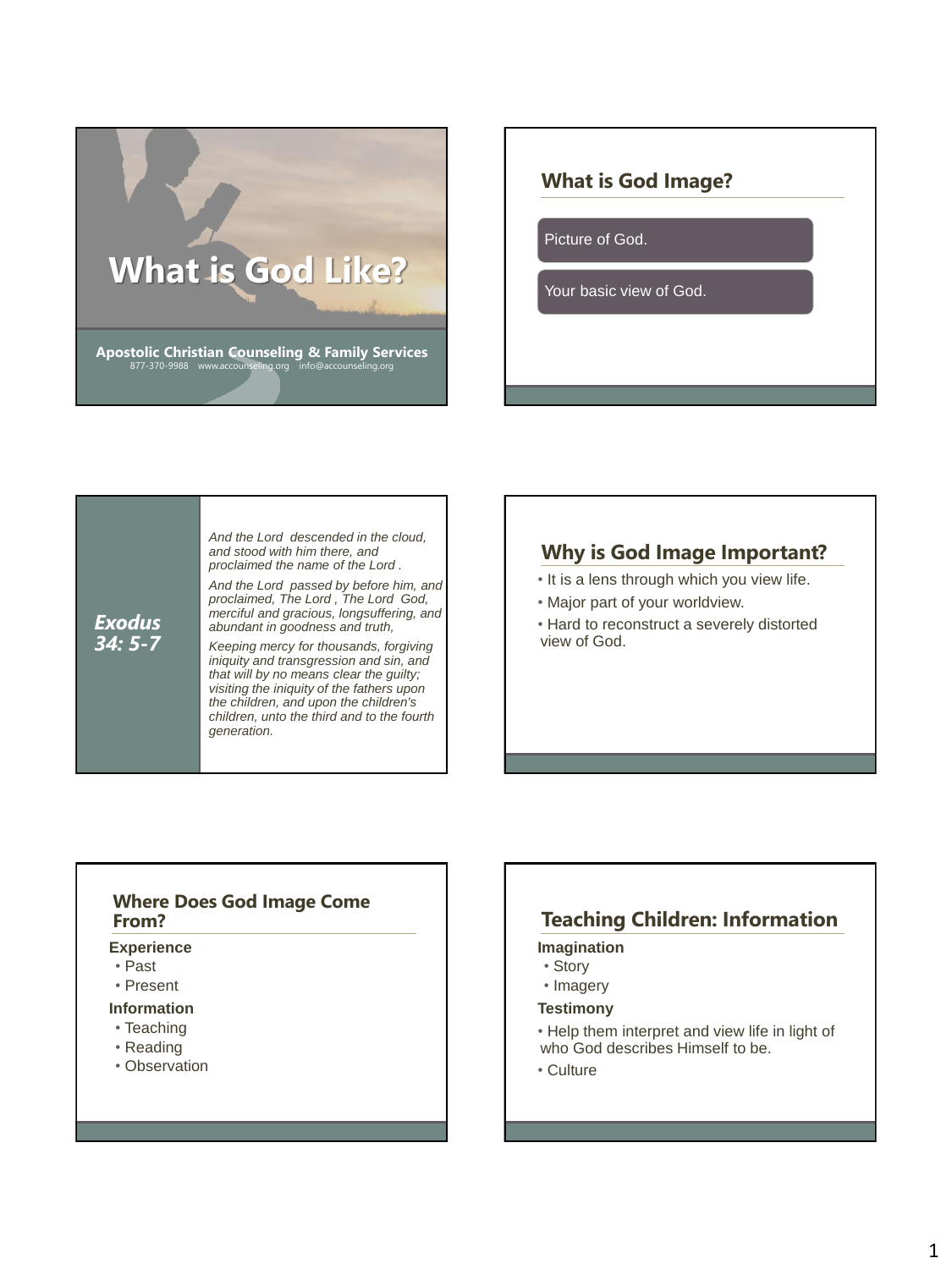# What is God Like?

**Apostolic Christian Counseling & Family Services**
877-370-9988 www.accounseling.org info@accounseling.org

## What is God Image?

- Picture of God.
- Your basic view of God.

## Exodus 34: 5-7

*And the Lord descended in the cloud, and stood with him there, and proclaimed the name of the Lord .*

*And the Lord passed by before him, and proclaimed, The Lord , The Lord God, merciful and gracious, longsuffering, and abundant in goodness and truth,*

*Keeping mercy for thousands, forgiving iniquity and transgression and sin, and that will by no means clear the guilty; visiting the iniquity of the fathers upon the children, and upon the children's children, unto the third and to the fourth generation.*

## Why is God Image Important?

- It is a lens through which you view life.
- Major part of your worldview.
- Hard to reconstruct a severely distorted view of God.

## Where Does God Image Come From?

**Experience**
- Past
- Present

**Information**
- Teaching
- Reading
- Observation

## Teaching Children: Information

**Imagination**
- Story
- Imagery

**Testimony**
- Help them interpret and view life in light of who God describes Himself to be.
- Culture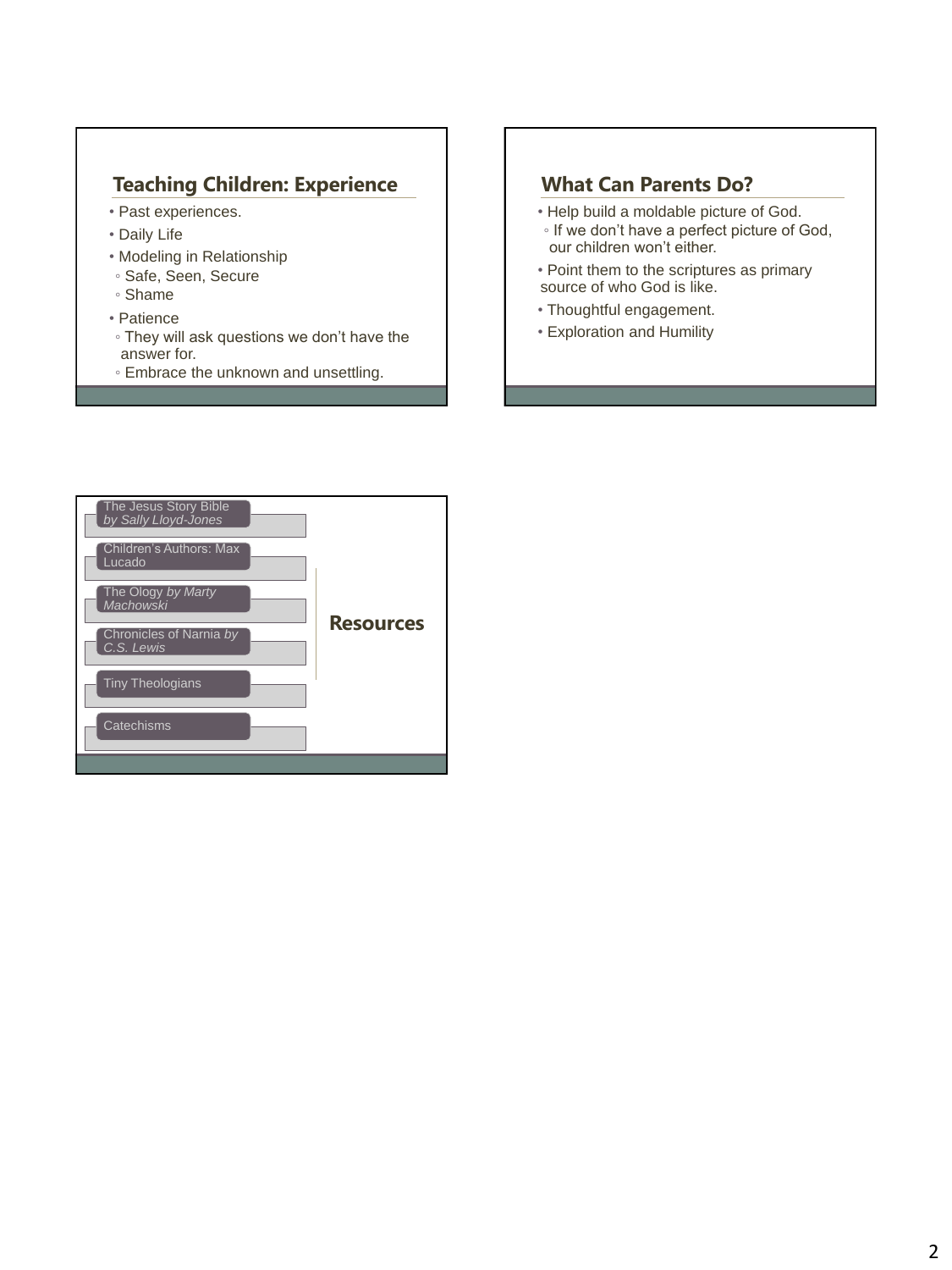## Teaching Children: Experience

- Past experiences.
- Daily Life
- Modeling in Relationship
  - Safe, Seen, Secure
  - Shame
- Patience
  - They will ask questions we don't have the answer for.
  - Embrace the unknown and unsettling.

## What Can Parents Do?

- Help build a moldable picture of God.
  - If we don't have a perfect picture of God, our children won't either.
- Point them to the scriptures as primary source of who God is like.
- Thoughtful engagement.
- Exploration and Humility

## Resources

- The Jesus Story Bible *by Sally Lloyd-Jones*
- Children's Authors: Max Lucado
- The Ology *by Marty Machowski*
- Chronicles of Narnia *by C.S. Lewis*
- Tiny Theologians
- Catechisms